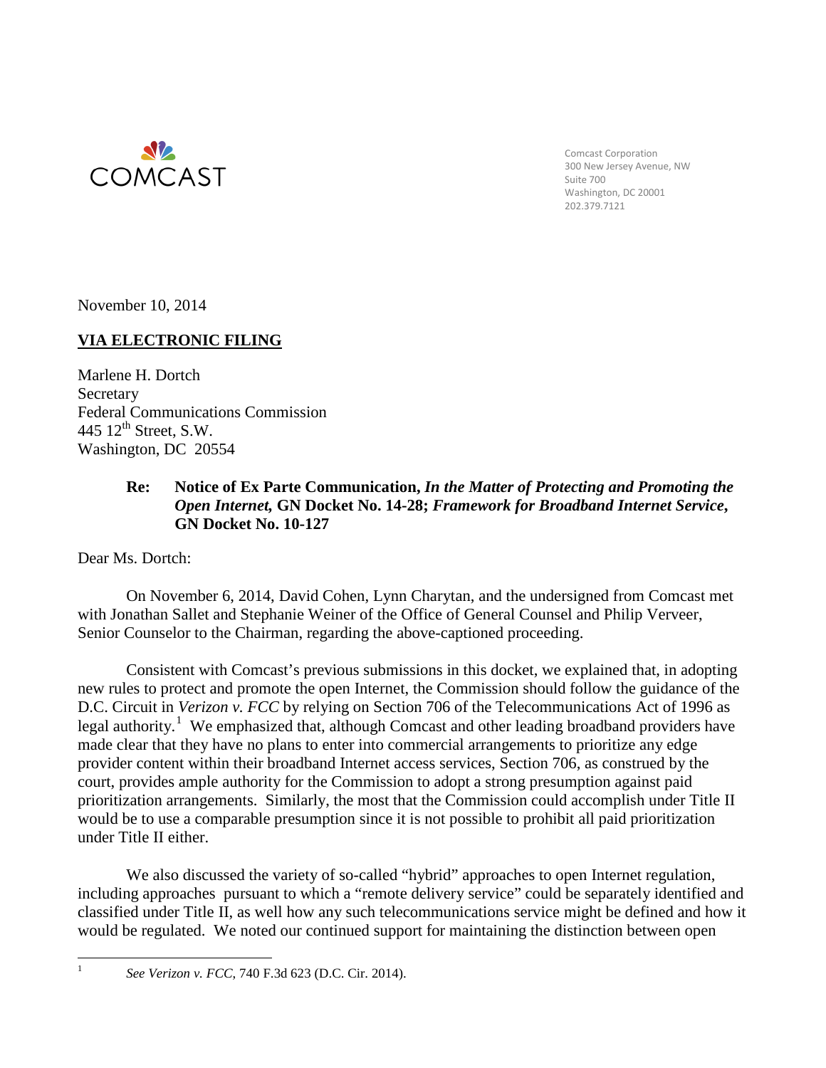COMCAST

Comcast Corporation
300 New Jersey Avenue, NW
Suite 700
Washington, DC 20001
202.379.7121

November 10, 2014

**VIA ELECTRONIC FILING**

Marlene H. Dortch
Secretary
Federal Communications Commission
445 12th Street, S.W.
Washington, DC 20554

**Re: Notice of Ex Parte Communication, *In the Matter of Protecting and Promoting the Open Internet,* GN Docket No. 14-28; *Framework for Broadband Internet Service*, GN Docket No. 10-127**

Dear Ms. Dortch:

On November 6, 2014, David Cohen, Lynn Charytan, and the undersigned from Comcast met with Jonathan Sallet and Stephanie Weiner of the Office of General Counsel and Philip Verveer, Senior Counselor to the Chairman, regarding the above-captioned proceeding.

Consistent with Comcast's previous submissions in this docket, we explained that, in adopting new rules to protect and promote the open Internet, the Commission should follow the guidance of the D.C. Circuit in *Verizon v. FCC* by relying on Section 706 of the Telecommunications Act of 1996 as legal authority.[1] We emphasized that, although Comcast and other leading broadband providers have made clear that they have no plans to enter into commercial arrangements to prioritize any edge provider content within their broadband Internet access services, Section 706, as construed by the court, provides ample authority for the Commission to adopt a strong presumption against paid prioritization arrangements. Similarly, the most that the Commission could accomplish under Title II would be to use a comparable presumption since it is not possible to prohibit all paid prioritization under Title II either.

We also discussed the variety of so-called "hybrid" approaches to open Internet regulation, including approaches pursuant to which a "remote delivery service" could be separately identified and classified under Title II, as well how any such telecommunications service might be defined and how it would be regulated. We noted our continued support for maintaining the distinction between open

[1] *See Verizon v. FCC*, 740 F.3d 623 (D.C. Cir. 2014).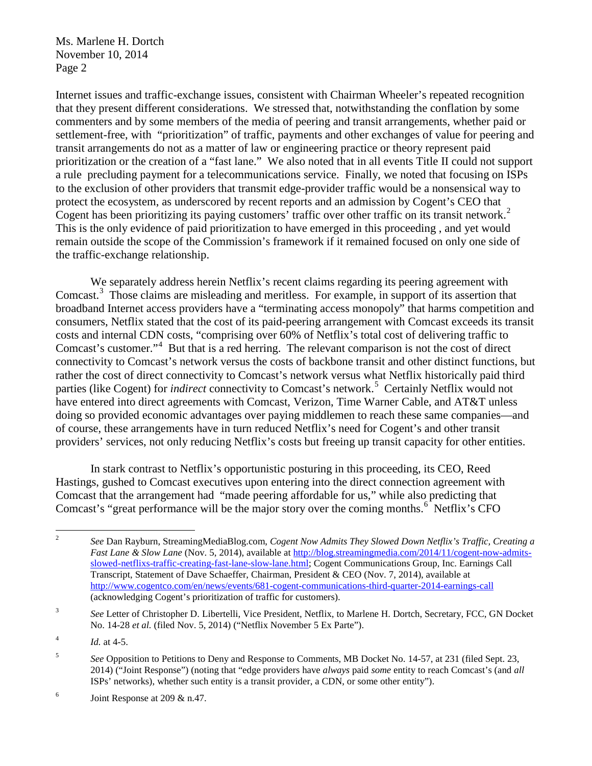Internet issues and traffic-exchange issues, consistent with Chairman Wheeler's repeated recognition that they present different considerations. We stressed that, notwithstanding the conflation by some commenters and by some members of the media of peering and transit arrangements, whether paid or settlement-free, with "prioritization" of traffic, payments and other exchanges of value for peering and transit arrangements do not as a matter of law or engineering practice or theory represent paid prioritization or the creation of a "fast lane." We also noted that in all events Title II could not support a rule precluding payment for a telecommunications service. Finally, we noted that focusing on ISPs to the exclusion of other providers that transmit edge-provider traffic would be a nonsensical way to protect the ecosystem, as underscored by recent reports and an admission by Cogent's CEO that Cogent has been prioritizing its paying customers' traffic over other traffic on its transit network.[2] This is the only evidence of paid prioritization to have emerged in this proceeding , and yet would remain outside the scope of the Commission's framework if it remained focused on only one side of the traffic-exchange relationship.

We separately address herein Netflix's recent claims regarding its peering agreement with Comcast.[3] Those claims are misleading and meritless. For example, in support of its assertion that broadband Internet access providers have a "terminating access monopoly" that harms competition and consumers, Netflix stated that the cost of its paid-peering arrangement with Comcast exceeds its transit costs and internal CDN costs, "comprising over 60% of Netflix's total cost of delivering traffic to Comcast's customer."[4] But that is a red herring. The relevant comparison is not the cost of direct connectivity to Comcast's network versus the costs of backbone transit and other distinct functions, but rather the cost of direct connectivity to Comcast's network versus what Netflix historically paid third parties (like Cogent) for *indirect* connectivity to Comcast's network.[5] Certainly Netflix would not have entered into direct agreements with Comcast, Verizon, Time Warner Cable, and AT&T unless doing so provided economic advantages over paying middlemen to reach these same companies—and of course, these arrangements have in turn reduced Netflix's need for Cogent's and other transit providers' services, not only reducing Netflix's costs but freeing up transit capacity for other entities.

In stark contrast to Netflix's opportunistic posturing in this proceeding, its CEO, Reed Hastings, gushed to Comcast executives upon entering into the direct connection agreement with Comcast that the arrangement had "made peering affordable for us," while also predicting that Comcast's "great performance will be the major story over the coming months.[6] Netflix's CFO

---

[2] *See* Dan Rayburn, StreamingMediaBlog.com, *Cogent Now Admits They Slowed Down Netflix's Traffic, Creating a Fast Lane & Slow Lane* (Nov. 5, 2014), available at http://blog.streamingmedia.com/2014/11/cogent-now-admits-slowed-netflixs-traffic-creating-fast-lane-slow-lane.html; Cogent Communications Group, Inc. Earnings Call Transcript, Statement of Dave Schaeffer, Chairman, President & CEO (Nov. 7, 2014), available at http://www.cogentco.com/en/news/events/681-cogent-communications-third-quarter-2014-earnings-call (acknowledging Cogent's prioritization of traffic for customers).

[3] *See* Letter of Christopher D. Libertelli, Vice President, Netflix, to Marlene H. Dortch, Secretary, FCC, GN Docket No. 14-28 *et al.* (filed Nov. 5, 2014) ("Netflix November 5 Ex Parte").

[4] *Id.* at 4-5.

[5] *See* Opposition to Petitions to Deny and Response to Comments, MB Docket No. 14-57, at 231 (filed Sept. 23, 2014) ("Joint Response") (noting that "edge providers have *always* paid *some* entity to reach Comcast's (and *all* ISPs' networks), whether such entity is a transit provider, a CDN, or some other entity").

[6] Joint Response at 209 & n.47.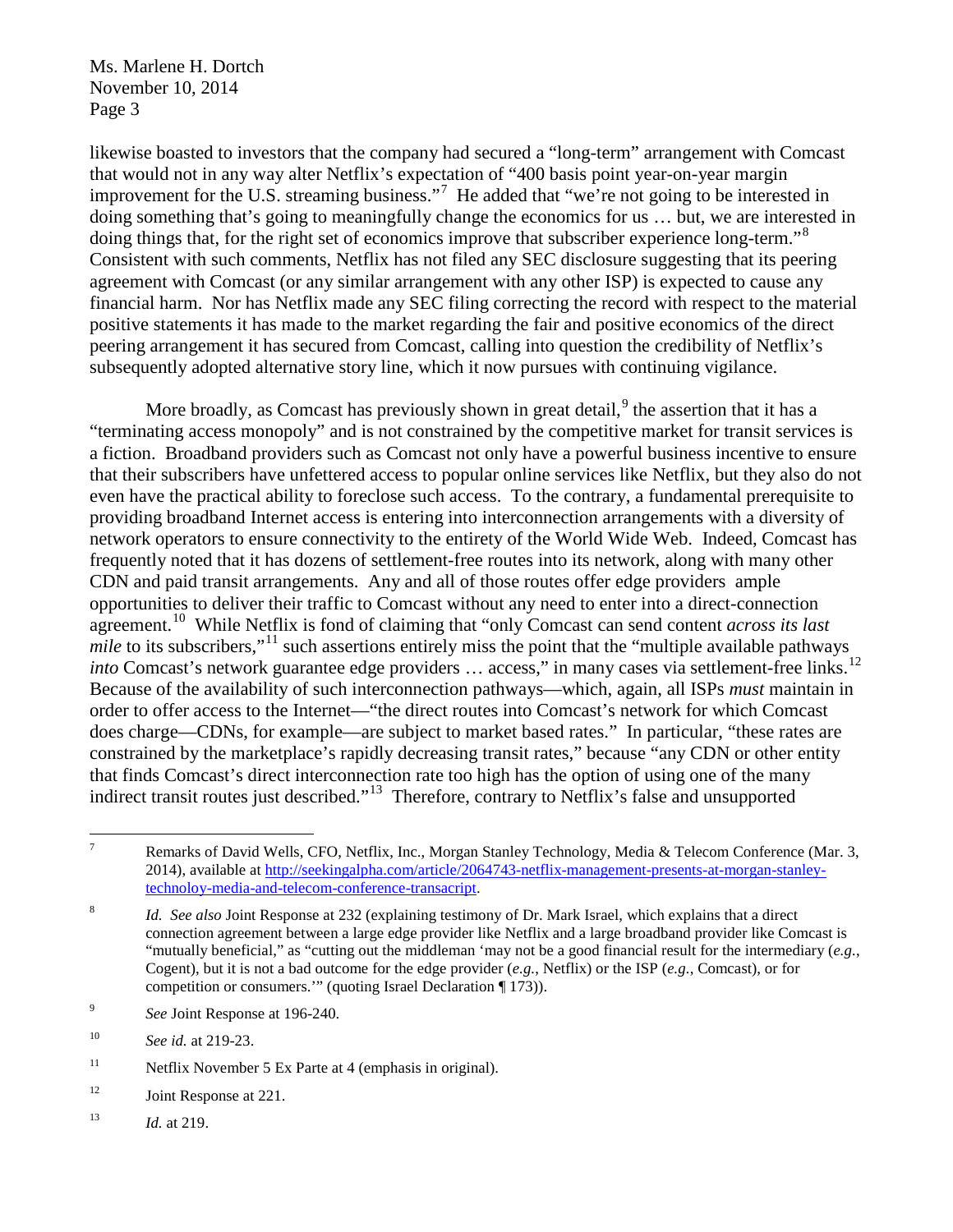likewise boasted to investors that the company had secured a "long-term" arrangement with Comcast that would not in any way alter Netflix's expectation of "400 basis point year-on-year margin improvement for the U.S. streaming business."[7] He added that "we're not going to be interested in doing something that's going to meaningfully change the economics for us … but, we are interested in doing things that, for the right set of economics improve that subscriber experience long-term."[8] Consistent with such comments, Netflix has not filed any SEC disclosure suggesting that its peering agreement with Comcast (or any similar arrangement with any other ISP) is expected to cause any financial harm. Nor has Netflix made any SEC filing correcting the record with respect to the material positive statements it has made to the market regarding the fair and positive economics of the direct peering arrangement it has secured from Comcast, calling into question the credibility of Netflix's subsequently adopted alternative story line, which it now pursues with continuing vigilance.

More broadly, as Comcast has previously shown in great detail,[9] the assertion that it has a "terminating access monopoly" and is not constrained by the competitive market for transit services is a fiction. Broadband providers such as Comcast not only have a powerful business incentive to ensure that their subscribers have unfettered access to popular online services like Netflix, but they also do not even have the practical ability to foreclose such access. To the contrary, a fundamental prerequisite to providing broadband Internet access is entering into interconnection arrangements with a diversity of network operators to ensure connectivity to the entirety of the World Wide Web. Indeed, Comcast has frequently noted that it has dozens of settlement-free routes into its network, along with many other CDN and paid transit arrangements. Any and all of those routes offer edge providers ample opportunities to deliver their traffic to Comcast without any need to enter into a direct-connection agreement.[10] While Netflix is fond of claiming that "only Comcast can send content *across its last mile* to its subscribers,"[11] such assertions entirely miss the point that the "multiple available pathways *into* Comcast's network guarantee edge providers … access," in many cases via settlement-free links.[12] Because of the availability of such interconnection pathways—which, again, all ISPs *must* maintain in order to offer access to the Internet—"the direct routes into Comcast's network for which Comcast does charge—CDNs, for example—are subject to market based rates." In particular, "these rates are constrained by the marketplace's rapidly decreasing transit rates," because "any CDN or other entity that finds Comcast's direct interconnection rate too high has the option of using one of the many indirect transit routes just described."[13] Therefore, contrary to Netflix's false and unsupported

---

[7] Remarks of David Wells, CFO, Netflix, Inc., Morgan Stanley Technology, Media & Telecom Conference (Mar. 3, 2014), available at http://seekingalpha.com/article/2064743-netflix-management-presents-at-morgan-stanley-technoloy-media-and-telecom-conference-transacript.

[8] *Id. See also* Joint Response at 232 (explaining testimony of Dr. Mark Israel, which explains that a direct connection agreement between a large edge provider like Netflix and a large broadband provider like Comcast is "mutually beneficial," as "cutting out the middleman 'may not be a good financial result for the intermediary (*e.g.*, Cogent), but it is not a bad outcome for the edge provider (*e.g.*, Netflix) or the ISP (*e.g.*, Comcast), or for competition or consumers.'" (quoting Israel Declaration ¶ 173)).

[9] *See* Joint Response at 196-240.

[10] *See id.* at 219-23.

[11] Netflix November 5 Ex Parte at 4 (emphasis in original).

[12] Joint Response at 221.

[13] *Id.* at 219.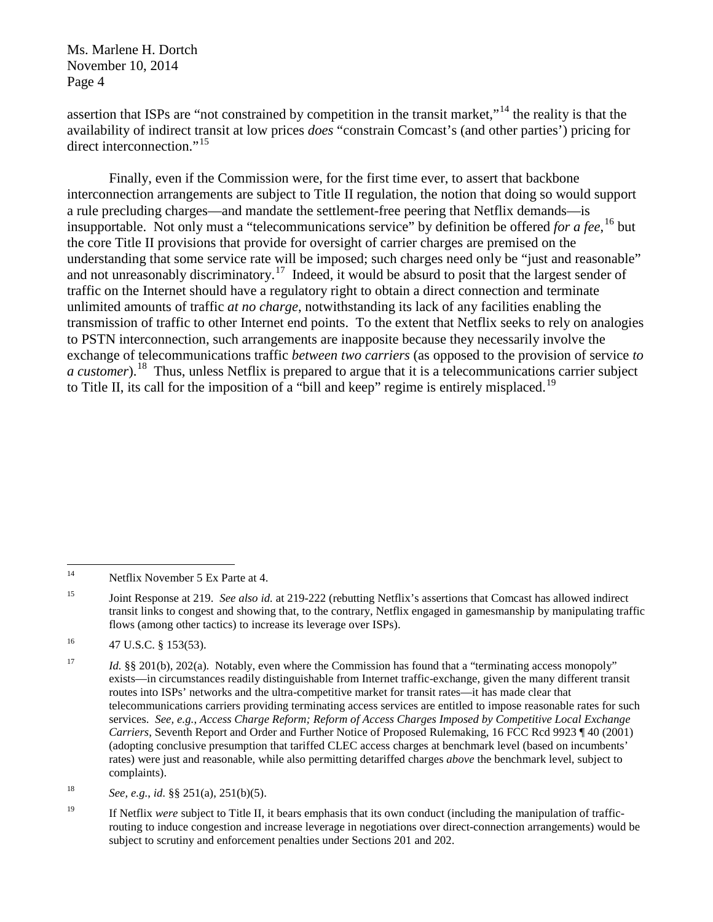assertion that ISPs are "not constrained by competition in the transit market,"[14] the reality is that the availability of indirect transit at low prices *does* "constrain Comcast's (and other parties') pricing for direct interconnection."[15]

Finally, even if the Commission were, for the first time ever, to assert that backbone interconnection arrangements are subject to Title II regulation, the notion that doing so would support a rule precluding charges—and mandate the settlement-free peering that Netflix demands—is insupportable. Not only must a "telecommunications service" by definition be offered *for a fee*,[16] but the core Title II provisions that provide for oversight of carrier charges are premised on the understanding that some service rate will be imposed; such charges need only be "just and reasonable" and not unreasonably discriminatory.[17] Indeed, it would be absurd to posit that the largest sender of traffic on the Internet should have a regulatory right to obtain a direct connection and terminate unlimited amounts of traffic *at no charge*, notwithstanding its lack of any facilities enabling the transmission of traffic to other Internet end points. To the extent that Netflix seeks to rely on analogies to PSTN interconnection, such arrangements are inapposite because they necessarily involve the exchange of telecommunications traffic *between two carriers* (as opposed to the provision of service *to a customer*).[18] Thus, unless Netflix is prepared to argue that it is a telecommunications carrier subject to Title II, its call for the imposition of a "bill and keep" regime is entirely misplaced.[19]

---

[14] Netflix November 5 Ex Parte at 4.

[15] Joint Response at 219. *See also id.* at 219-222 (rebutting Netflix's assertions that Comcast has allowed indirect transit links to congest and showing that, to the contrary, Netflix engaged in gamesmanship by manipulating traffic flows (among other tactics) to increase its leverage over ISPs).

[16] 47 U.S.C. § 153(53).

[17] *Id.* §§ 201(b), 202(a). Notably, even where the Commission has found that a "terminating access monopoly" exists—in circumstances readily distinguishable from Internet traffic-exchange, given the many different transit routes into ISPs' networks and the ultra-competitive market for transit rates—it has made clear that telecommunications carriers providing terminating access services are entitled to impose reasonable rates for such services. *See, e.g.*, *Access Charge Reform; Reform of Access Charges Imposed by Competitive Local Exchange Carriers*, Seventh Report and Order and Further Notice of Proposed Rulemaking, 16 FCC Rcd 9923 ¶ 40 (2001) (adopting conclusive presumption that tariffed CLEC access charges at benchmark level (based on incumbents' rates) were just and reasonable, while also permitting detariffed charges *above* the benchmark level, subject to complaints).

[18] *See, e.g.*, *id.* §§ 251(a), 251(b)(5).

[19] If Netflix *were* subject to Title II, it bears emphasis that its own conduct (including the manipulation of traffic-routing to induce congestion and increase leverage in negotiations over direct-connection arrangements) would be subject to scrutiny and enforcement penalties under Sections 201 and 202.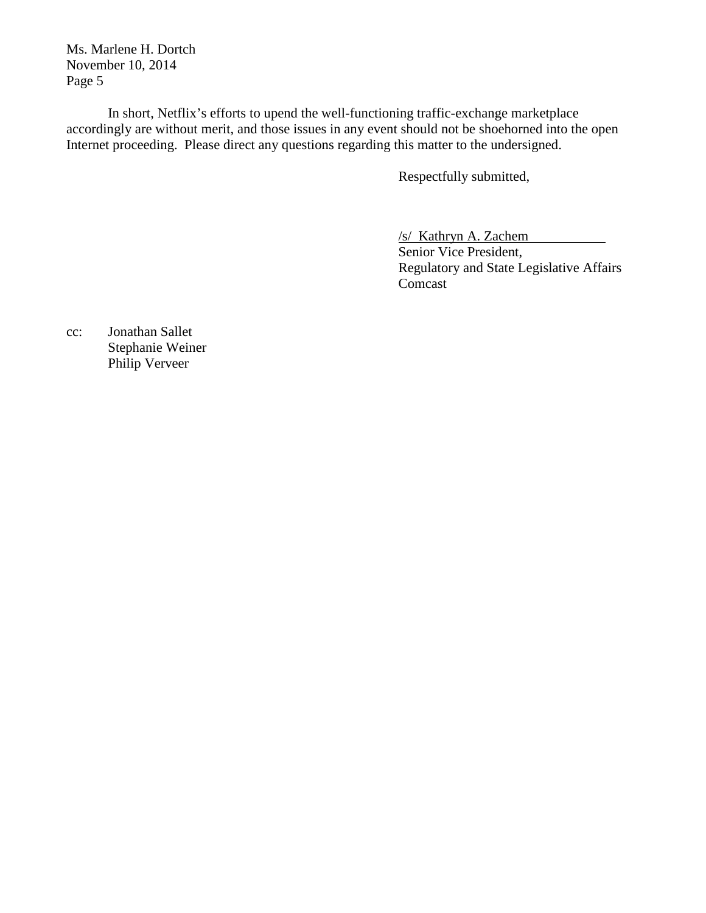In short, Netflix's efforts to upend the well-functioning traffic-exchange marketplace accordingly are without merit, and those issues in any event should not be shoehorned into the open Internet proceeding. Please direct any questions regarding this matter to the undersigned.

Respectfully submitted,

/s/ Kathryn A. Zachem
Senior Vice President,
Regulatory and State Legislative Affairs
Comcast

cc: Jonathan Sallet
Stephanie Weiner
Philip Verveer